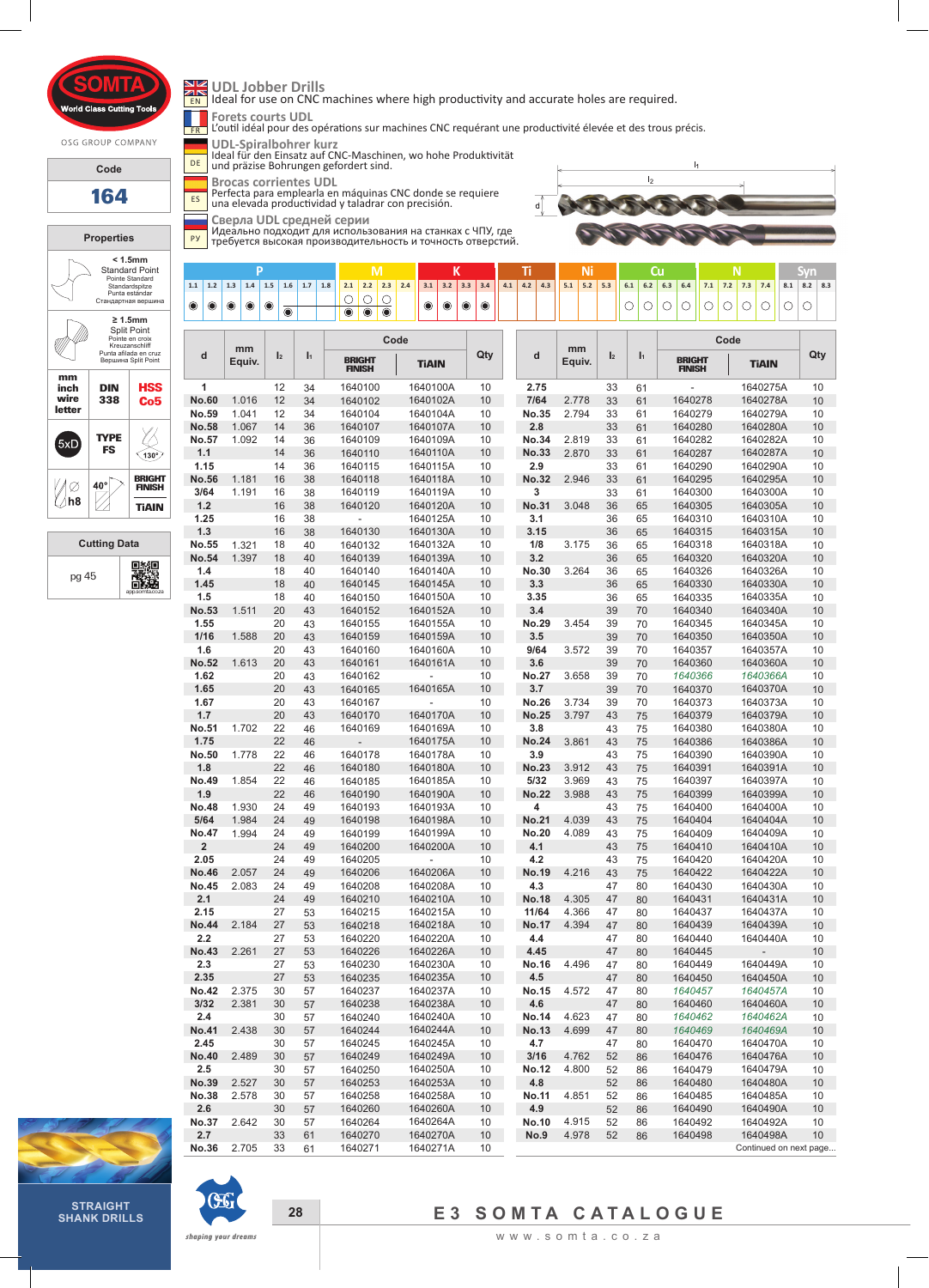SOMTA World Class Cutting Tools

OSG GROUP COMPANY

| Code |
|---|
| 164 |

# UDL Jobber Drills

EN — Ideal for use on CNC machines where high productivity and accurate holes are required.

## Forets courts UDL

FR — L'outil idéal pour des opérations sur machines CNC requérant une productivité élevée et des trous précis.

## UDL-Spiralbohrer kurz

DE — Ideal für den Einsatz auf CNC-Maschinen, wo hohe Produktivität und präzise Bohrungen gefordert sind.

## Brocas corrientes UDL

ES — Perfecta para emplearla en máquinas CNC donde se requiere una elevada productividad y taladrar con precisión.

## Сверла UDL средней серии

РУ — Идеально подходит для использования на станках с ЧПУ, где требуется высокая производительность и точность отверстий.

### Properties

- < 1.5mm Standard Point / Pointe Standard / Standardspitze / Punta estándar / Стандартная вершина
- ≥ 1.5mm Split Point / Pointe en croix / Kreuzanschliff / Punta afilada en cruz / Вершина Split Point
- mm inch wire letter
- DIN 338
- HSS Co5
- 5xD
- TYPE FS
- 130°
- Ø h8
- 40°
- BRIGHT FINISH
- TiAIN

### Cutting Data

pg 45

| P | | | | | | | M | | | | K | | | | Ti | | | Ni | | | Cu | | | | N | | | | Syn | | |
|---|---|---|---|---|---|---|---|---|---|---|---|---|---|---|---|---|---|---|---|---|---|---|---|---|---|---|---|---|---|---|---|
| 1.1 | 1.2 | 1.3 | 1.4 | 1.5 | 1.6 | 1.7 | 1.8 | 2.1 | 2.2 | 2.3 | 2.4 | 3.1 | 3.2 | 3.3 | 3.4 | 4.1 | 4.2 | 4.3 | 5.1 | 5.2 | 5.3 | 6.1 | 6.2 | 6.3 | 6.4 | 7.1 | 7.2 | 7.3 | 7.4 | 8.1 | 8.2 | 8.3 |
| ◉ | ◉ | ◉ | ◉ | ◉ | ◉ | | | ○◉ | ○◉ | ○◉ | | ◉ | ◉ | ◉ | ◉ | | | | | | | ○ | ○ | ○ | ○ | ○ | ○ | ○ | ○ | ○ | ○ | |

| d | mm Equiv. | l2 | l1 | BRIGHT FINISH | TiAIN | Qty |
|---|---|---|---|---|---|---|
| 1 | | 12 | 34 | 1640100 | 1640100A | 10 |
| No.60 | 1.016 | 12 | 34 | 1640102 | 1640102A | 10 |
| No.59 | 1.041 | 12 | 34 | 1640104 | 1640104A | 10 |
| No.58 | 1.067 | 14 | 36 | 1640107 | 1640107A | 10 |
| No.57 | 1.092 | 14 | 36 | 1640109 | 1640109A | 10 |
| 1.1 | | 14 | 36 | 1640110 | 1640110A | 10 |
| 1.15 | | 14 | 36 | 1640115 | 1640115A | 10 |
| No.56 | 1.181 | 16 | 38 | 1640118 | 1640118A | 10 |
| 3/64 | 1.191 | 16 | 38 | 1640119 | 1640119A | 10 |
| 1.2 | | 16 | 38 | 1640120 | 1640120A | 10 |
| 1.25 | | 16 | 38 | - | 1640125A | 10 |
| 1.3 | | 16 | 38 | 1640130 | 1640130A | 10 |
| No.55 | 1.321 | 18 | 40 | 1640132 | 1640132A | 10 |
| No.54 | 1.397 | 18 | 40 | 1640139 | 1640139A | 10 |
| 1.4 | | 18 | 40 | 1640140 | 1640140A | 10 |
| 1.45 | | 18 | 40 | 1640145 | 1640145A | 10 |
| 1.5 | | 18 | 40 | 1640150 | 1640150A | 10 |
| No.53 | 1.511 | 20 | 43 | 1640152 | 1640152A | 10 |
| 1.55 | | 20 | 43 | 1640155 | 1640155A | 10 |
| 1/16 | 1.588 | 20 | 43 | 1640159 | 1640159A | 10 |
| 1.6 | | 20 | 43 | 1640160 | 1640160A | 10 |
| No.52 | 1.613 | 20 | 43 | 1640161 | 1640161A | 10 |
| 1.62 | | 20 | 43 | 1640162 | - | 10 |
| 1.65 | | 20 | 43 | 1640165 | 1640165A | 10 |
| 1.67 | | 20 | 43 | 1640167 | - | 10 |
| 1.7 | | 20 | 43 | 1640170 | 1640170A | 10 |
| No.51 | 1.702 | 22 | 46 | 1640169 | 1640169A | 10 |
| 1.75 | | 22 | 46 | - | 1640175A | 10 |
| No.50 | 1.778 | 22 | 46 | 1640178 | 1640178A | 10 |
| 1.8 | | 22 | 46 | 1640180 | 1640180A | 10 |
| No.49 | 1.854 | 22 | 46 | 1640185 | 1640185A | 10 |
| 1.9 | | 22 | 46 | 1640190 | 1640190A | 10 |
| No.48 | 1.930 | 24 | 49 | 1640193 | 1640193A | 10 |
| 5/64 | 1.984 | 24 | 49 | 1640198 | 1640198A | 10 |
| No.47 | 1.994 | 24 | 49 | 1640199 | 1640199A | 10 |
| 2 | | 24 | 49 | 1640200 | 1640200A | 10 |
| 2.05 | | 24 | 49 | 1640205 | - | 10 |
| No.46 | 2.057 | 24 | 49 | 1640206 | 1640206A | 10 |
| No.45 | 2.083 | 24 | 49 | 1640208 | 1640208A | 10 |
| 2.1 | | 24 | 49 | 1640210 | 1640210A | 10 |
| 2.15 | | 27 | 53 | 1640215 | 1640215A | 10 |
| No.44 | 2.184 | 27 | 53 | 1640218 | 1640218A | 10 |
| 2.2 | | 27 | 53 | 1640220 | 1640220A | 10 |
| No.43 | 2.261 | 27 | 53 | 1640226 | 1640226A | 10 |
| 2.3 | | 27 | 53 | 1640230 | 1640230A | 10 |
| 2.35 | | 27 | 53 | 1640235 | 1640235A | 10 |
| No.42 | 2.375 | 30 | 57 | 1640237 | 1640237A | 10 |
| 3/32 | 2.381 | 30 | 57 | 1640238 | 1640238A | 10 |
| 2.4 | | 30 | 57 | 1640240 | 1640240A | 10 |
| No.41 | 2.438 | 30 | 57 | 1640244 | 1640244A | 10 |
| 2.45 | | 30 | 57 | 1640245 | 1640245A | 10 |
| No.40 | 2.489 | 30 | 57 | 1640249 | 1640249A | 10 |
| 2.5 | | 30 | 57 | 1640250 | 1640250A | 10 |
| No.39 | 2.527 | 30 | 57 | 1640253 | 1640253A | 10 |
| No.38 | 2.578 | 30 | 57 | 1640258 | 1640258A | 10 |
| 2.6 | | 30 | 57 | 1640260 | 1640260A | 10 |
| No.37 | 2.642 | 30 | 57 | 1640264 | 1640264A | 10 |
| 2.7 | | 33 | 61 | 1640270 | 1640270A | 10 |
| No.36 | 2.705 | 33 | 61 | 1640271 | 1640271A | 10 |
| 2.75 | | 33 | 61 | - | 1640275A | 10 |
| 7/64 | 2.778 | 33 | 61 | 1640278 | 1640278A | 10 |
| No.35 | 2.794 | 33 | 61 | 1640279 | 1640279A | 10 |
| 2.8 | | 33 | 61 | 1640280 | 1640280A | 10 |
| No.34 | 2.819 | 33 | 61 | 1640282 | 1640282A | 10 |
| No.33 | 2.870 | 33 | 61 | 1640287 | 1640287A | 10 |
| 2.9 | | 33 | 61 | 1640290 | 1640290A | 10 |
| No.32 | 2.946 | 33 | 61 | 1640295 | 1640295A | 10 |
| 3 | | 33 | 61 | 1640300 | 1640300A | 10 |
| No.31 | 3.048 | 36 | 65 | 1640305 | 1640305A | 10 |
| 3.1 | | 36 | 65 | 1640310 | 1640310A | 10 |
| 3.15 | | 36 | 65 | 1640315 | 1640315A | 10 |
| 1/8 | 3.175 | 36 | 65 | 1640318 | 1640318A | 10 |
| 3.2 | | 36 | 65 | 1640320 | 1640320A | 10 |
| No.30 | 3.264 | 36 | 65 | 1640326 | 1640326A | 10 |
| 3.3 | | 36 | 65 | 1640330 | 1640330A | 10 |
| 3.35 | | 36 | 65 | 1640335 | 1640335A | 10 |
| 3.4 | | 39 | 70 | 1640340 | 1640340A | 10 |
| No.29 | 3.454 | 39 | 70 | 1640345 | 1640345A | 10 |
| 3.5 | | 39 | 70 | 1640350 | 1640350A | 10 |
| 9/64 | 3.572 | 39 | 70 | 1640357 | 1640357A | 10 |
| 3.6 | | 39 | 70 | 1640360 | 1640360A | 10 |
| No.27 | 3.658 | 39 | 70 | *1640366* | *1640366A* | 10 |
| 3.7 | | 39 | 70 | 1640370 | 1640370A | 10 |
| No.26 | 3.734 | 39 | 70 | 1640373 | 1640373A | 10 |
| No.25 | 3.797 | 43 | 75 | 1640379 | 1640379A | 10 |
| 3.8 | | 43 | 75 | 1640380 | 1640380A | 10 |
| No.24 | 3.861 | 43 | 75 | 1640386 | 1640386A | 10 |
| 3.9 | | 43 | 75 | 1640390 | 1640390A | 10 |
| No.23 | 3.912 | 43 | 75 | 1640391 | 1640391A | 10 |
| 5/32 | 3.969 | 43 | 75 | 1640397 | 1640397A | 10 |
| No.22 | 3.988 | 43 | 75 | 1640399 | 1640399A | 10 |
| 4 | | 43 | 75 | 1640400 | 1640400A | 10 |
| No.21 | 4.039 | 43 | 75 | 1640404 | 1640404A | 10 |
| No.20 | 4.089 | 43 | 75 | 1640409 | 1640409A | 10 |
| 4.1 | | 43 | 75 | 1640410 | 1640410A | 10 |
| 4.2 | | 43 | 75 | 1640420 | 1640420A | 10 |
| No.19 | 4.216 | 43 | 75 | 1640422 | 1640422A | 10 |
| 4.3 | | 47 | 80 | 1640430 | 1640430A | 10 |
| No.18 | 4.305 | 47 | 80 | 1640431 | 1640431A | 10 |
| 11/64 | 4.366 | 47 | 80 | 1640437 | 1640437A | 10 |
| No.17 | 4.394 | 47 | 80 | 1640439 | 1640439A | 10 |
| 4.4 | | 47 | 80 | 1640440 | 1640440A | 10 |
| 4.45 | | 47 | 80 | 1640445 | - | 10 |
| No.16 | 4.496 | 47 | 80 | 1640449 | 1640449A | 10 |
| 4.5 | | 47 | 80 | 1640450 | 1640450A | 10 |
| No.15 | 4.572 | 47 | 80 | *1640457* | *1640457A* | 10 |
| 4.6 | | 47 | 80 | 1640460 | 1640460A | 10 |
| No.14 | 4.623 | 47 | 80 | *1640462* | *1640462A* | 10 |
| No.13 | 4.699 | 47 | 80 | *1640469* | *1640469A* | 10 |
| 4.7 | | 47 | 80 | 1640470 | 1640470A | 10 |
| 3/16 | 4.762 | 52 | 86 | 1640476 | 1640476A | 10 |
| No.12 | 4.800 | 52 | 86 | 1640479 | 1640479A | 10 |
| 4.8 | | 52 | 86 | 1640480 | 1640480A | 10 |
| No.11 | 4.851 | 52 | 86 | 1640485 | 1640485A | 10 |
| 4.9 | | 52 | 86 | 1640490 | 1640490A | 10 |
| No.10 | 4.915 | 52 | 86 | 1640492 | 1640492A | 10 |
| No.9 | 4.978 | 52 | 86 | 1640498 | 1640498A | 10 |

Continued on next page...

STRAIGHT SHANK DRILLS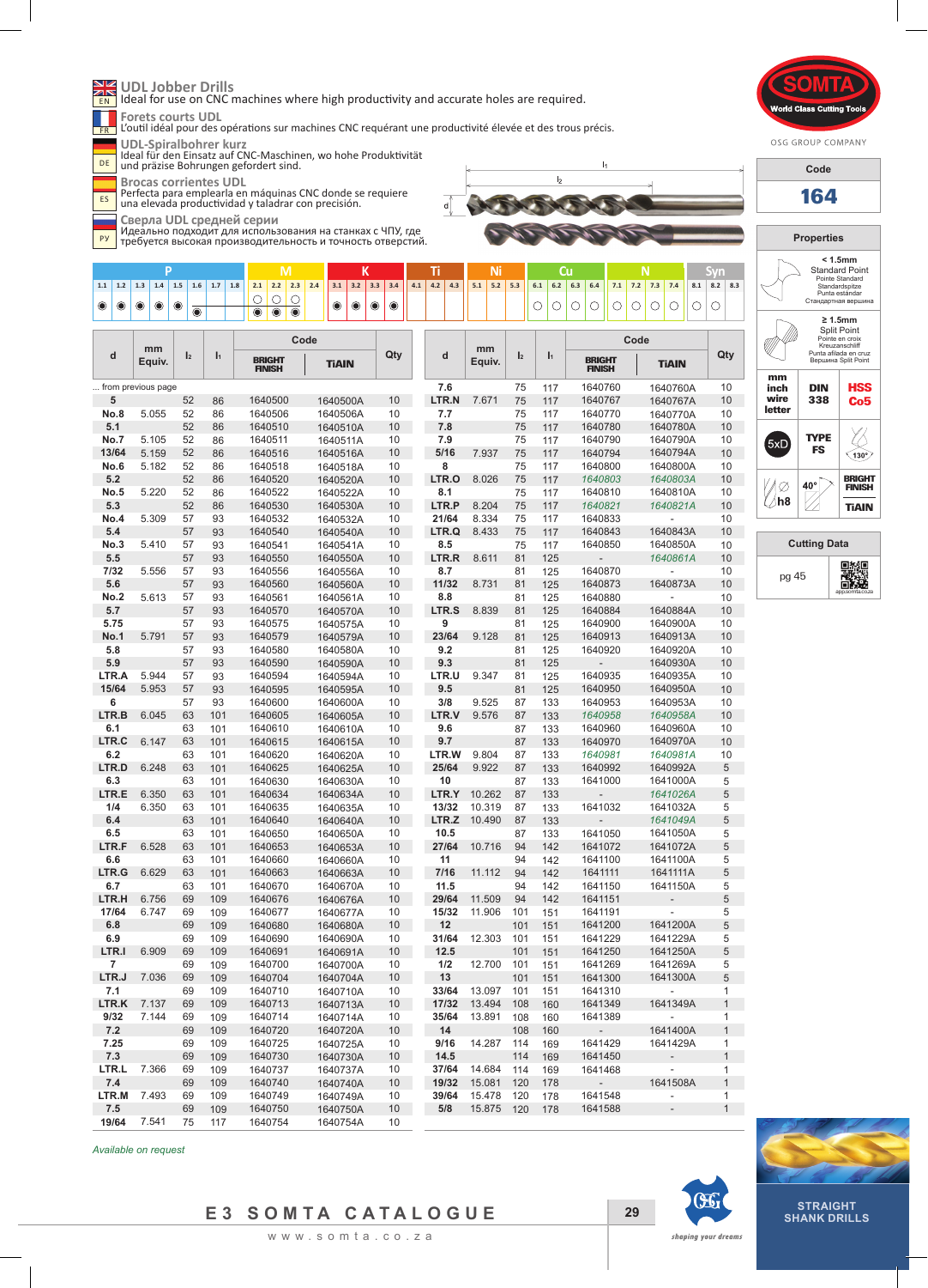## UDL Jobber Drills

EN Ideal for use on CNC machines where high productivity and accurate holes are required.

### Forets courts UDL

FR L'outil idéal pour des opérations sur machines CNC requérant une productivité élevée et des trous précis.

### UDL-Spiralbohrer kurz

DE Ideal für den Einsatz auf CNC-Maschinen, wo hohe Produktivität und präzise Bohrungen gefordert sind.

### Brocas corrientes UDL

ES Perfecta para emplearla en máquinas CNC donde se requiere una elevada productividad y taladrar con precisión.

### Сверла UDL средней серии

PY Идеально подходит для использования на станках с ЧПУ, где требуется высокая производительность и точность отверстий.

SOMTA World Class Cutting Tools
OSG GROUP COMPANY

| Code |
|---|
| 164 |

**Properties**

< 1.5mm Standard Point / Pointe Standard / Standardspitze / Punta estándar / Стандартная вершина

≥ 1.5mm Split Point / Pointe en croix / Kreuzanschliff / Punta afilada en cruz / Вершина Split Point

mm inch wire letter | DIN 338 | HSS Co5

5xD | TYPE FS | 130°

h8 | 40° | BRIGHT FINISH / TiAlN

**Cutting Data** pg 45

| P | | | | | | | | M | | | | K | | | | Ti | | | Ni | | | Cu | | | | N | | | | Syn | | |
|---|---|---|---|---|---|---|---|---|---|---|---|---|---|---|---|---|---|---|---|---|---|---|---|---|---|---|---|---|---|---|---|---|
| 1.1 | 1.2 | 1.3 | 1.4 | 1.5 | 1.6 | 1.7 | 1.8 | 2.1 | 2.2 | 2.3 | 2.4 | 3.1 | 3.2 | 3.3 | 3.4 | 4.1 | 4.2 | 4.3 | 5.1 | 5.2 | 5.3 | 6.1 | 6.2 | 6.3 | 6.4 | 7.1 | 7.2 | 7.3 | 7.4 | 8.1 | 8.2 | 8.3 |
| ◉ | ◉ | ◉ | ◉ | ◉ | ◉ | | | ○ ◉ | ○ ◉ | ○ ◉ | | ◉ | ◉ | ◉ | ◉ | | | | | | | ○ | ○ | ○ | ○ | ○ | ○ | ○ | ○ | ○ | ○ | |

| d | mm Equiv. | l2 | l1 | Code BRIGHT FINISH | Code TiAlN | Qty |
|---|---|---|---|---|---|---|
| ... from previous page | | | | | | |
| 5 | | 52 | 86 | 1640500 | 1640500A | 10 |
| No.8 | 5.055 | 52 | 86 | 1640506 | 1640506A | 10 |
| 5.1 | | 52 | 86 | 1640510 | 1640510A | 10 |
| No.7 | 5.105 | 52 | 86 | 1640511 | 1640511A | 10 |
| 13/64 | 5.159 | 52 | 86 | 1640516 | 1640516A | 10 |
| No.6 | 5.182 | 52 | 86 | 1640518 | 1640518A | 10 |
| 5.2 | | 52 | 86 | 1640520 | 1640520A | 10 |
| No.5 | 5.220 | 52 | 86 | 1640522 | 1640522A | 10 |
| 5.3 | | 52 | 86 | 1640530 | 1640530A | 10 |
| No.4 | 5.309 | 57 | 93 | 1640532 | 1640532A | 10 |
| 5.4 | | 57 | 93 | 1640540 | 1640540A | 10 |
| No.3 | 5.410 | 57 | 93 | 1640541 | 1640541A | 10 |
| 5.5 | | 57 | 93 | 1640550 | 1640550A | 10 |
| 7/32 | 5.556 | 57 | 93 | 1640556 | 1640556A | 10 |
| 5.6 | | 57 | 93 | 1640560 | 1640560A | 10 |
| No.2 | 5.613 | 57 | 93 | 1640561 | 1640561A | 10 |
| 5.7 | | 57 | 93 | 1640570 | 1640570A | 10 |
| 5.75 | | 57 | 93 | 1640575 | 1640575A | 10 |
| No.1 | 5.791 | 57 | 93 | 1640579 | 1640579A | 10 |
| 5.8 | | 57 | 93 | 1640580 | 1640580A | 10 |
| 5.9 | | 57 | 93 | 1640590 | 1640590A | 10 |
| LTR.A | 5.944 | 57 | 93 | 1640594 | 1640594A | 10 |
| 15/64 | 5.953 | 57 | 93 | 1640595 | 1640595A | 10 |
| 6 | | 57 | 93 | 1640600 | 1640600A | 10 |
| LTR.B | 6.045 | 63 | 101 | 1640605 | 1640605A | 10 |
| 6.1 | | 63 | 101 | 1640610 | 1640610A | 10 |
| LTR.C | 6.147 | 63 | 101 | 1640615 | 1640615A | 10 |
| 6.2 | | 63 | 101 | 1640620 | 1640620A | 10 |
| LTR.D | 6.248 | 63 | 101 | 1640625 | 1640625A | 10 |
| 6.3 | | 63 | 101 | 1640630 | 1640630A | 10 |
| LTR.E | 6.350 | 63 | 101 | 1640634 | 1640634A | 10 |
| 1/4 | 6.350 | 63 | 101 | 1640635 | 1640635A | 10 |
| 6.4 | | 63 | 101 | 1640640 | 1640640A | 10 |
| 6.5 | | 63 | 101 | 1640650 | 1640650A | 10 |
| LTR.F | 6.528 | 63 | 101 | 1640653 | 1640653A | 10 |
| 6.6 | | 63 | 101 | 1640660 | 1640660A | 10 |
| LTR.G | 6.629 | 63 | 101 | 1640663 | 1640663A | 10 |
| 6.7 | | 63 | 101 | 1640670 | 1640670A | 10 |
| LTR.H | 6.756 | 69 | 109 | 1640676 | 1640676A | 10 |
| 17/64 | 6.747 | 69 | 109 | 1640677 | 1640677A | 10 |
| 6.8 | | 69 | 109 | 1640680 | 1640680A | 10 |
| 6.9 | | 69 | 109 | 1640690 | 1640690A | 10 |
| LTR.I | 6.909 | 69 | 109 | 1640691 | 1640691A | 10 |
| 7 | | 69 | 109 | 1640700 | 1640700A | 10 |
| LTR.J | 7.036 | 69 | 109 | 1640704 | 1640704A | 10 |
| 7.1 | | 69 | 109 | 1640710 | 1640710A | 10 |
| LTR.K | 7.137 | 69 | 109 | 1640713 | 1640713A | 10 |
| 9/32 | 7.144 | 69 | 109 | 1640714 | 1640714A | 10 |
| 7.2 | | 69 | 109 | 1640720 | 1640720A | 10 |
| 7.25 | | 69 | 109 | 1640725 | 1640725A | 10 |
| 7.3 | | 69 | 109 | 1640730 | 1640730A | 10 |
| LTR.L | 7.366 | 69 | 109 | 1640737 | 1640737A | 10 |
| 7.4 | | 69 | 109 | 1640740 | 1640740A | 10 |
| LTR.M | 7.493 | 69 | 109 | 1640749 | 1640749A | 10 |
| 7.5 | | 69 | 109 | 1640750 | 1640750A | 10 |
| 19/64 | 7.541 | 75 | 117 | 1640754 | 1640754A | 10 |
| 7.6 | | 75 | 117 | 1640760 | 1640760A | 10 |
| LTR.N | 7.671 | 75 | 117 | 1640767 | 1640767A | 10 |
| 7.7 | | 75 | 117 | 1640770 | 1640770A | 10 |
| 7.8 | | 75 | 117 | 1640780 | 1640780A | 10 |
| 7.9 | | 75 | 117 | 1640790 | 1640790A | 10 |
| 5/16 | 7.937 | 75 | 117 | 1640794 | 1640794A | 10 |
| 8 | | 75 | 117 | 1640800 | 1640800A | 10 |
| LTR.O | 8.026 | 75 | 117 | *1640803* | *1640803A* | 10 |
| 8.1 | | 75 | 117 | 1640810 | 1640810A | 10 |
| LTR.P | 8.204 | 75 | 117 | *1640821* | *1640821A* | 10 |
| 21/64 | 8.334 | 75 | 117 | 1640833 | - | 10 |
| LTR.Q | 8.433 | 75 | 117 | 1640843 | 1640843A | 10 |
| 8.5 | | 75 | 117 | 1640850 | 1640850A | 10 |
| LTR.R | 8.611 | 81 | 125 | - | *1640861A* | 10 |
| 8.7 | | 81 | 125 | 1640870 | - | 10 |
| 11/32 | 8.731 | 81 | 125 | 1640873 | 1640873A | 10 |
| 8.8 | | 81 | 125 | 1640880 | - | 10 |
| LTR.S | 8.839 | 81 | 125 | 1640884 | 1640884A | 10 |
| 9 | | 81 | 125 | 1640900 | 1640900A | 10 |
| 23/64 | 9.128 | 81 | 125 | 1640913 | 1640913A | 10 |
| 9.2 | | 81 | 125 | 1640920 | 1640920A | 10 |
| 9.3 | | 81 | 125 | - | 1640930A | 10 |
| LTR.U | 9.347 | 81 | 125 | 1640935 | 1640935A | 10 |
| 9.5 | | 81 | 125 | 1640950 | 1640950A | 10 |
| 3/8 | 9.525 | 87 | 133 | 1640953 | 1640953A | 10 |
| LTR.V | 9.576 | 87 | 133 | *1640958* | *1640958A* | 10 |
| 9.6 | | 87 | 133 | 1640960 | 1640960A | 10 |
| 9.7 | | 87 | 133 | 1640970 | 1640970A | 10 |
| LTR.W | 9.804 | 87 | 133 | *1640981* | *1640981A* | 10 |
| 25/64 | 9.922 | 87 | 133 | 1640992 | 1640992A | 5 |
| 10 | | 87 | 133 | 1641000 | 1641000A | 5 |
| LTR.Y | 10.262 | 87 | 133 | - | *1641026A* | 5 |
| 13/32 | 10.319 | 87 | 133 | 1641032 | 1641032A | 5 |
| LTR.Z | 10.490 | 87 | 133 | - | *1641049A* | 5 |
| 10.5 | | 87 | 133 | 1641050 | 1641050A | 5 |
| 27/64 | 10.716 | 94 | 142 | 1641072 | 1641072A | 5 |
| 11 | | 94 | 142 | 1641100 | 1641100A | 5 |
| 7/16 | 11.112 | 94 | 142 | 1641111 | 1641111A | 5 |
| 11.5 | | 94 | 142 | 1641150 | 1641150A | 5 |
| 29/64 | 11.509 | 94 | 142 | 1641151 | - | 5 |
| 15/32 | 11.906 | 101 | 151 | 1641191 | - | 5 |
| 12 | | 101 | 151 | 1641200 | 1641200A | 5 |
| 31/64 | 12.303 | 101 | 151 | 1641229 | 1641229A | 5 |
| 12.5 | | 101 | 151 | 1641250 | 1641250A | 5 |
| 1/2 | 12.700 | 101 | 151 | 1641269 | 1641269A | 5 |
| 13 | | 101 | 151 | 1641300 | 1641300A | 5 |
| 33/64 | 13.097 | 101 | 151 | 1641310 | - | 1 |
| 17/32 | 13.494 | 108 | 160 | 1641349 | 1641349A | 1 |
| 35/64 | 13.891 | 108 | 160 | 1641389 | - | 1 |
| 14 | | 108 | 160 | - | 1641400A | 1 |
| 9/16 | 14.287 | 114 | 169 | 1641429 | 1641429A | 1 |
| 14.5 | | 114 | 169 | 1641450 | - | 1 |
| 37/64 | 14.684 | 114 | 169 | 1641468 | - | 1 |
| 19/32 | 15.081 | 120 | 178 | - | 1641508A | 1 |
| 39/64 | 15.478 | 120 | 178 | 1641548 | - | 1 |
| 5/8 | 15.875 | 120 | 178 | 1641588 | - | 1 |

*Available on request*

STRAIGHT SHANK DRILLS

E3 SOMTA CATALOGUE
www.somta.co.za

shaping your dreams